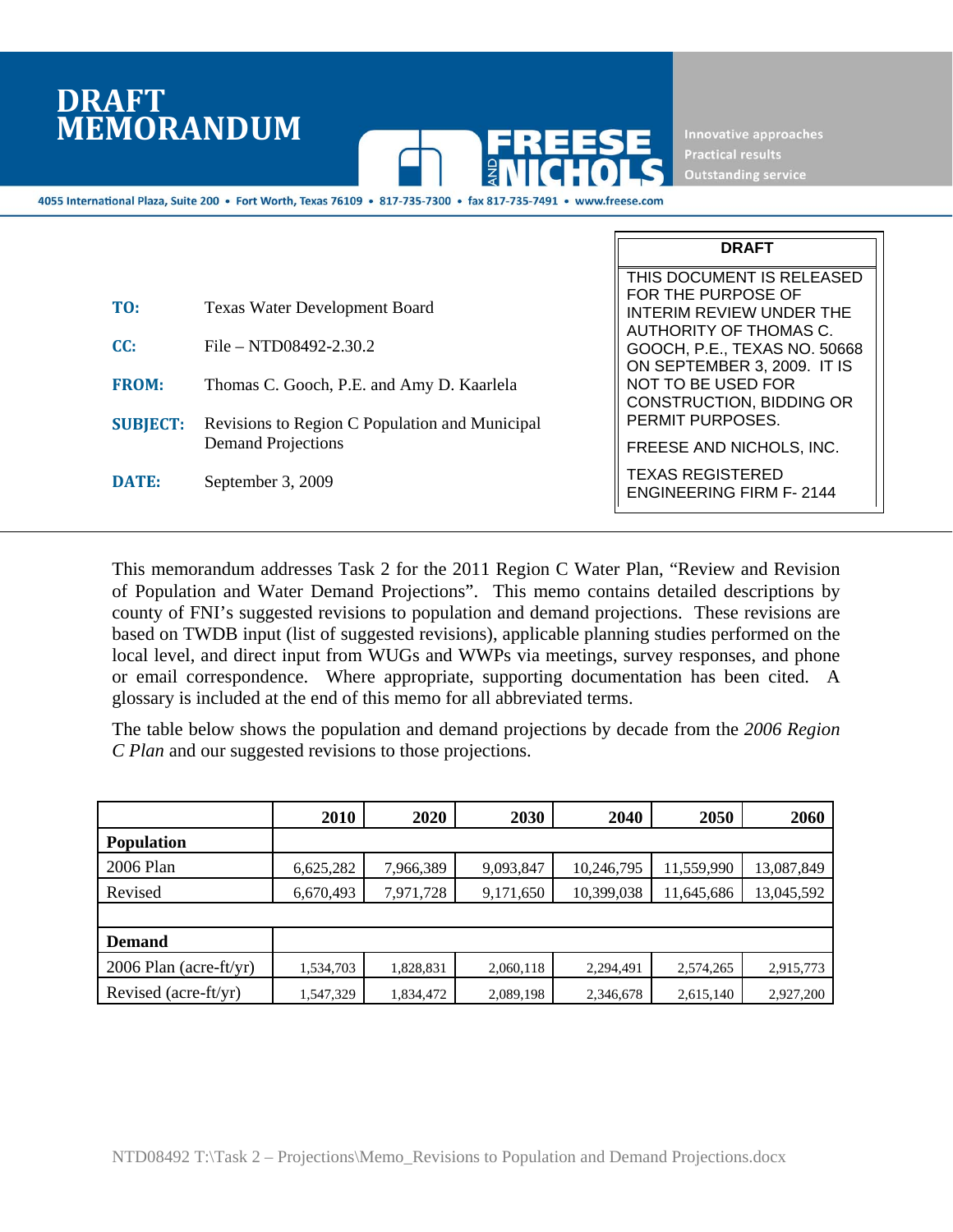# DRAFT MEMORANDUM

4055 International Plaza, Suite 200 • Fort Worth, Texas 76109 • 817-735-7300 • fax 817-735-7491 • www.freese.com

Innovative approaches
Practical results
Outstanding service

**DRAFT**

THIS DOCUMENT IS RELEASED FOR THE PURPOSE OF INTERIM REVIEW UNDER THE AUTHORITY OF THOMAS C. GOOCH, P.E., TEXAS NO. 50668 ON SEPTEMBER 3, 2009. IT IS NOT TO BE USED FOR CONSTRUCTION, BIDDING OR PERMIT PURPOSES.

FREESE AND NICHOLS, INC.

TEXAS REGISTERED ENGINEERING FIRM F- 2144

**TO:** Texas Water Development Board

**CC:** File – NTD08492-2.30.2

**FROM:** Thomas C. Gooch, P.E. and Amy D. Kaarlela

**SUBJECT:** Revisions to Region C Population and Municipal Demand Projections

**DATE:** September 3, 2009

This memorandum addresses Task 2 for the 2011 Region C Water Plan, "Review and Revision of Population and Water Demand Projections". This memo contains detailed descriptions by county of FNI's suggested revisions to population and demand projections. These revisions are based on TWDB input (list of suggested revisions), applicable planning studies performed on the local level, and direct input from WUGs and WWPs via meetings, survey responses, and phone or email correspondence. Where appropriate, supporting documentation has been cited. A glossary is included at the end of this memo for all abbreviated terms.

The table below shows the population and demand projections by decade from the *2006 Region C Plan* and our suggested revisions to those projections.

| | 2010 | 2020 | 2030 | 2040 | 2050 | 2060 |
|---|---|---|---|---|---|---|
| **Population** | | | | | | |
| 2006 Plan | 6,625,282 | 7,966,389 | 9,093,847 | 10,246,795 | 11,559,990 | 13,087,849 |
| Revised | 6,670,493 | 7,971,728 | 9,171,650 | 10,399,038 | 11,645,686 | 13,045,592 |
| | | | | | | |
| **Demand** | | | | | | |
| 2006 Plan (acre-ft/yr) | 1,534,703 | 1,828,831 | 2,060,118 | 2,294,491 | 2,574,265 | 2,915,773 |
| Revised (acre-ft/yr) | 1,547,329 | 1,834,472 | 2,089,198 | 2,346,678 | 2,615,140 | 2,927,200 |

NTD08492 T:\Task 2 – Projections\Memo_Revisions to Population and Demand Projections.docx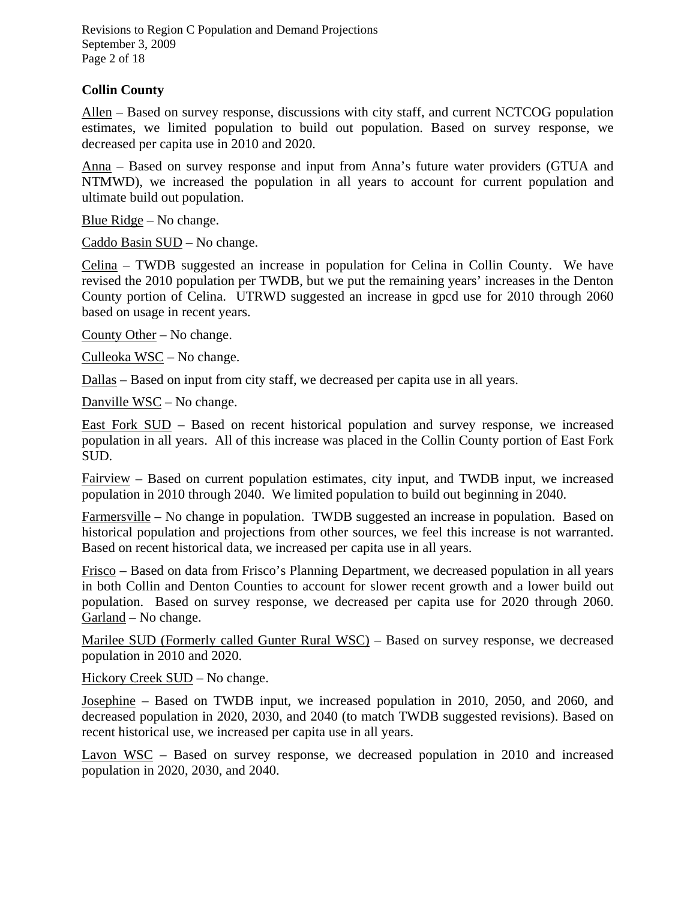## Collin County

Allen – Based on survey response, discussions with city staff, and current NCTCOG population estimates, we limited population to build out population. Based on survey response, we decreased per capita use in 2010 and 2020.

Anna – Based on survey response and input from Anna's future water providers (GTUA and NTMWD), we increased the population in all years to account for current population and ultimate build out population.

Blue Ridge – No change.

Caddo Basin SUD – No change.

Celina – TWDB suggested an increase in population for Celina in Collin County. We have revised the 2010 population per TWDB, but we put the remaining years' increases in the Denton County portion of Celina. UTRWD suggested an increase in gpcd use for 2010 through 2060 based on usage in recent years.

County Other – No change.

Culleoka WSC – No change.

Dallas – Based on input from city staff, we decreased per capita use in all years.

Danville WSC – No change.

East Fork SUD – Based on recent historical population and survey response, we increased population in all years. All of this increase was placed in the Collin County portion of East Fork SUD.

Fairview – Based on current population estimates, city input, and TWDB input, we increased population in 2010 through 2040. We limited population to build out beginning in 2040.

Farmersville – No change in population. TWDB suggested an increase in population. Based on historical population and projections from other sources, we feel this increase is not warranted. Based on recent historical data, we increased per capita use in all years.

Frisco – Based on data from Frisco's Planning Department, we decreased population in all years in both Collin and Denton Counties to account for slower recent growth and a lower build out population. Based on survey response, we decreased per capita use for 2020 through 2060.

Garland – No change.

Marilee SUD (Formerly called Gunter Rural WSC) – Based on survey response, we decreased population in 2010 and 2020.

Hickory Creek SUD – No change.

Josephine – Based on TWDB input, we increased population in 2010, 2050, and 2060, and decreased population in 2020, 2030, and 2040 (to match TWDB suggested revisions). Based on recent historical use, we increased per capita use in all years.

Lavon WSC – Based on survey response, we decreased population in 2010 and increased population in 2020, 2030, and 2040.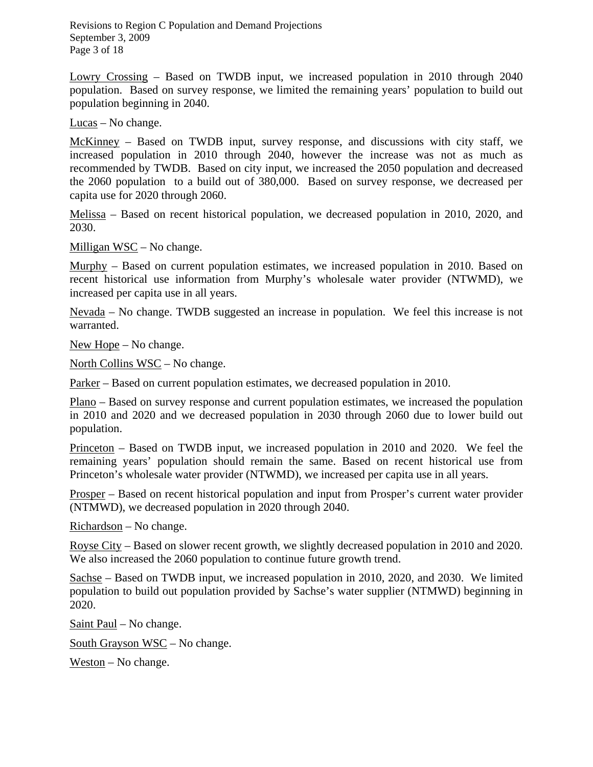Lowry Crossing – Based on TWDB input, we increased population in 2010 through 2040 population. Based on survey response, we limited the remaining years' population to build out population beginning in 2040.

Lucas – No change.

McKinney – Based on TWDB input, survey response, and discussions with city staff, we increased population in 2010 through 2040, however the increase was not as much as recommended by TWDB. Based on city input, we increased the 2050 population and decreased the 2060 population to a build out of 380,000. Based on survey response, we decreased per capita use for 2020 through 2060.

Melissa – Based on recent historical population, we decreased population in 2010, 2020, and 2030.

Milligan WSC – No change.

Murphy – Based on current population estimates, we increased population in 2010. Based on recent historical use information from Murphy's wholesale water provider (NTWMD), we increased per capita use in all years.

Nevada – No change. TWDB suggested an increase in population. We feel this increase is not warranted.

New Hope – No change.

North Collins WSC – No change.

Parker – Based on current population estimates, we decreased population in 2010.

Plano – Based on survey response and current population estimates, we increased the population in 2010 and 2020 and we decreased population in 2030 through 2060 due to lower build out population.

Princeton – Based on TWDB input, we increased population in 2010 and 2020. We feel the remaining years' population should remain the same. Based on recent historical use from Princeton's wholesale water provider (NTWMD), we increased per capita use in all years.

Prosper – Based on recent historical population and input from Prosper's current water provider (NTMWD), we decreased population in 2020 through 2040.

Richardson – No change.

Royse City – Based on slower recent growth, we slightly decreased population in 2010 and 2020. We also increased the 2060 population to continue future growth trend.

Sachse – Based on TWDB input, we increased population in 2010, 2020, and 2030. We limited population to build out population provided by Sachse's water supplier (NTMWD) beginning in 2020.

Saint Paul – No change.

South Grayson WSC – No change.

Weston – No change.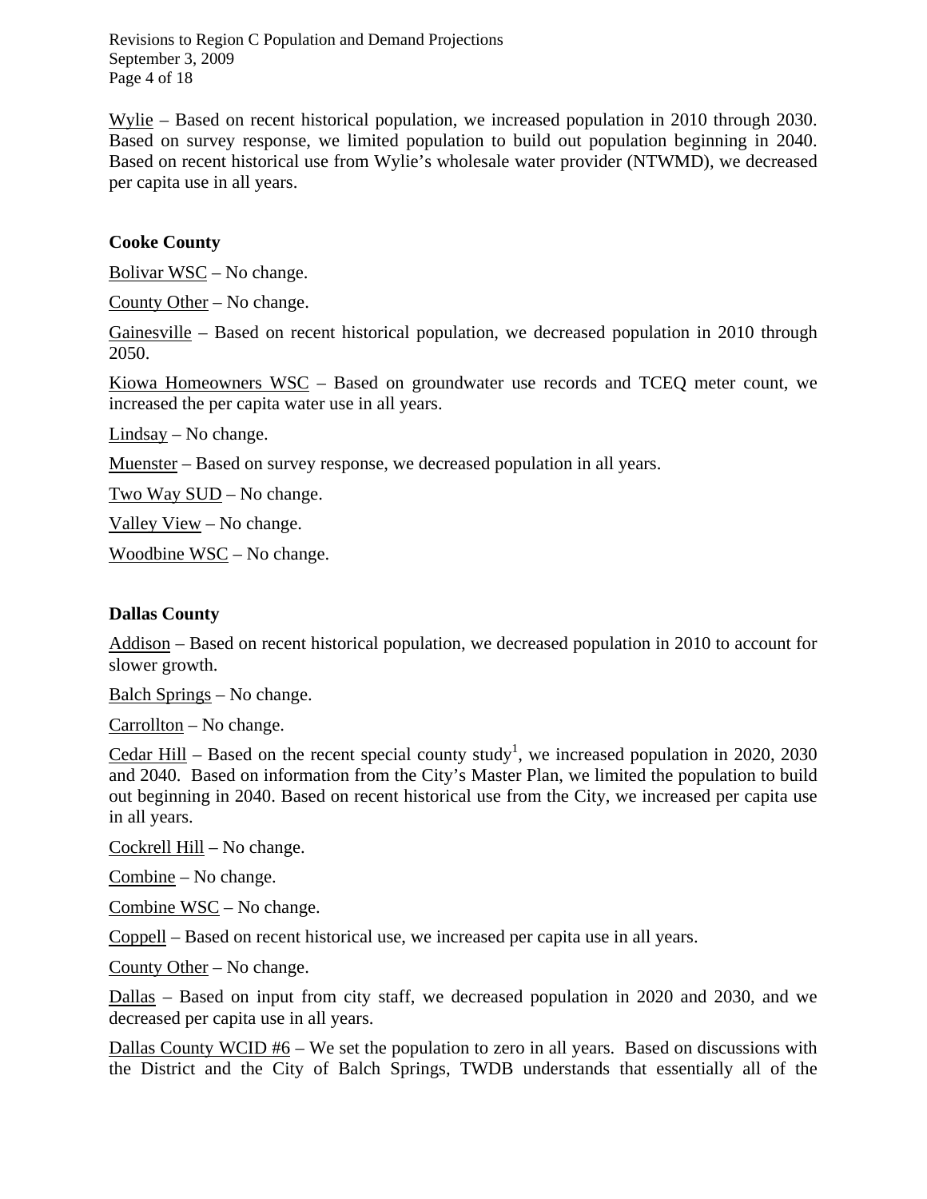Wylie – Based on recent historical population, we increased population in 2010 through 2030. Based on survey response, we limited population to build out population beginning in 2040. Based on recent historical use from Wylie's wholesale water provider (NTWMD), we decreased per capita use in all years.

### Cooke County

Bolivar WSC – No change.

County Other – No change.

Gainesville – Based on recent historical population, we decreased population in 2010 through 2050.

Kiowa Homeowners WSC – Based on groundwater use records and TCEQ meter count, we increased the per capita water use in all years.

Lindsay – No change.

Muenster – Based on survey response, we decreased population in all years.

Two Way SUD – No change.

Valley View – No change.

Woodbine WSC – No change.

### Dallas County

Addison – Based on recent historical population, we decreased population in 2010 to account for slower growth.

Balch Springs – No change.

Carrollton – No change.

Cedar Hill – Based on the recent special county study[1], we increased population in 2020, 2030 and 2040. Based on information from the City's Master Plan, we limited the population to build out beginning in 2040. Based on recent historical use from the City, we increased per capita use in all years.

Cockrell Hill – No change.

Combine – No change.

Combine WSC – No change.

Coppell – Based on recent historical use, we increased per capita use in all years.

County Other – No change.

Dallas – Based on input from city staff, we decreased population in 2020 and 2030, and we decreased per capita use in all years.

Dallas County WCID #6 – We set the population to zero in all years. Based on discussions with the District and the City of Balch Springs, TWDB understands that essentially all of the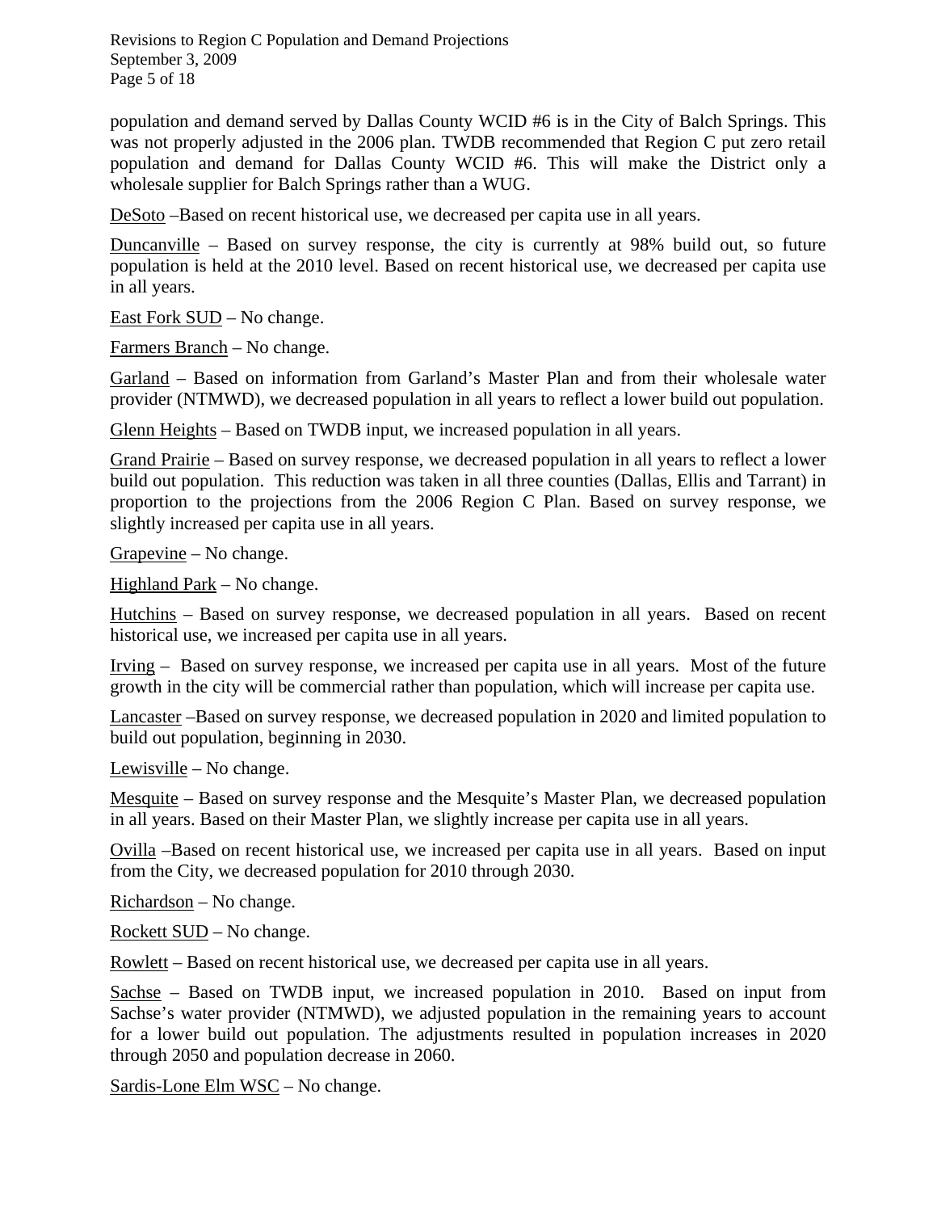population and demand served by Dallas County WCID #6 is in the City of Balch Springs. This was not properly adjusted in the 2006 plan. TWDB recommended that Region C put zero retail population and demand for Dallas County WCID #6. This will make the District only a wholesale supplier for Balch Springs rather than a WUG.

<u>DeSoto</u> –Based on recent historical use, we decreased per capita use in all years.

<u>Duncanville</u> – Based on survey response, the city is currently at 98% build out, so future population is held at the 2010 level. Based on recent historical use, we decreased per capita use in all years.

<u>East Fork SUD</u> – No change.

<u>Farmers Branch</u> – No change.

<u>Garland</u> – Based on information from Garland's Master Plan and from their wholesale water provider (NTMWD), we decreased population in all years to reflect a lower build out population.

<u>Glenn Heights</u> – Based on TWDB input, we increased population in all years.

<u>Grand Prairie</u> – Based on survey response, we decreased population in all years to reflect a lower build out population. This reduction was taken in all three counties (Dallas, Ellis and Tarrant) in proportion to the projections from the 2006 Region C Plan. Based on survey response, we slightly increased per capita use in all years.

<u>Grapevine</u> – No change.

<u>Highland Park</u> – No change.

<u>Hutchins</u> – Based on survey response, we decreased population in all years. Based on recent historical use, we increased per capita use in all years.

<u>Irving</u> – Based on survey response, we increased per capita use in all years. Most of the future growth in the city will be commercial rather than population, which will increase per capita use.

<u>Lancaster</u> –Based on survey response, we decreased population in 2020 and limited population to build out population, beginning in 2030.

<u>Lewisville</u> – No change.

<u>Mesquite</u> – Based on survey response and the Mesquite's Master Plan, we decreased population in all years. Based on their Master Plan, we slightly increase per capita use in all years.

<u>Ovilla</u> –Based on recent historical use, we increased per capita use in all years. Based on input from the City, we decreased population for 2010 through 2030.

<u>Richardson</u> – No change.

<u>Rockett SUD</u> – No change.

<u>Rowlett</u> – Based on recent historical use, we decreased per capita use in all years.

<u>Sachse</u> – Based on TWDB input, we increased population in 2010. Based on input from Sachse's water provider (NTMWD), we adjusted population in the remaining years to account for a lower build out population. The adjustments resulted in population increases in 2020 through 2050 and population decrease in 2060.

<u>Sardis-Lone Elm WSC</u> – No change.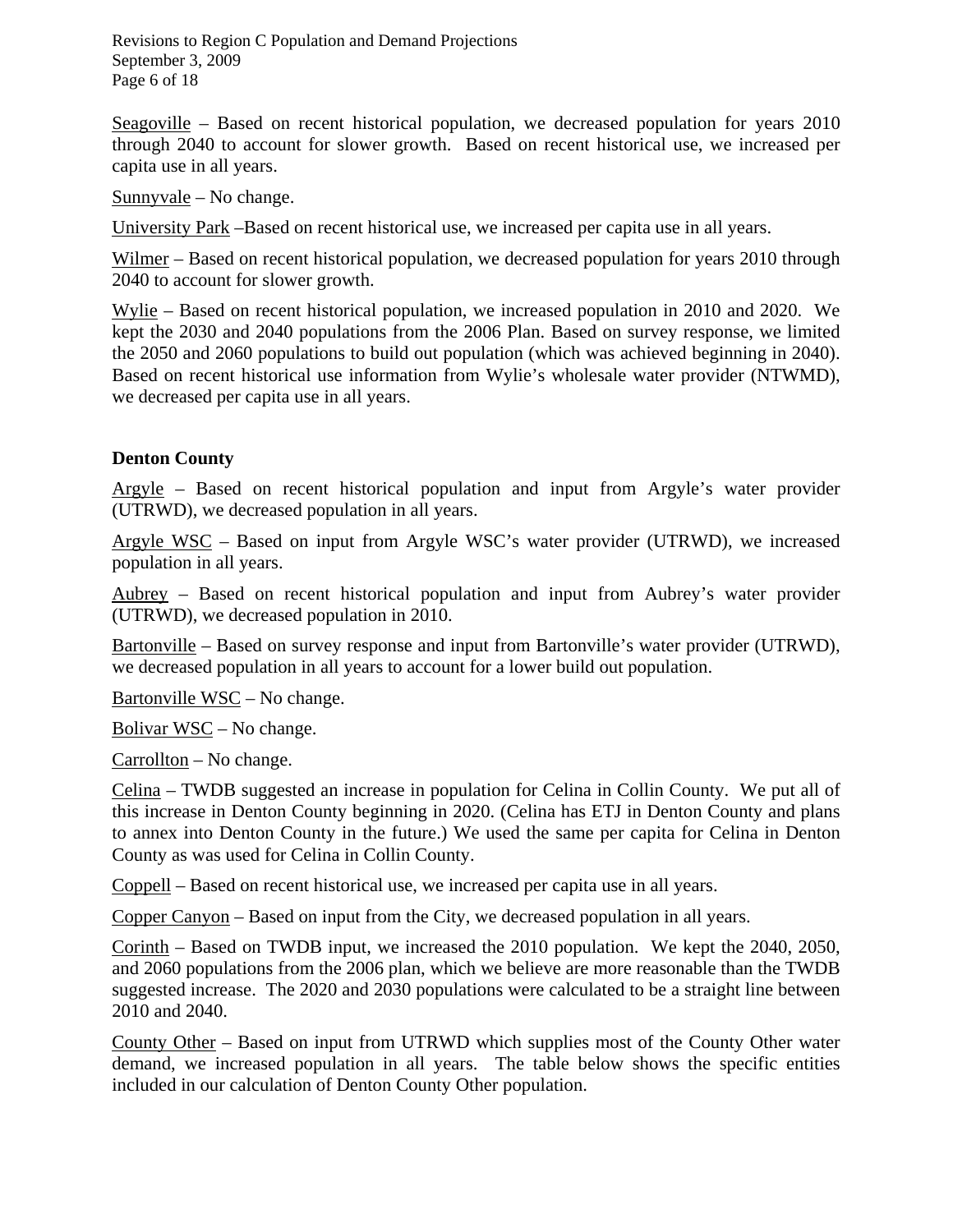Seagoville – Based on recent historical population, we decreased population for years 2010 through 2040 to account for slower growth. Based on recent historical use, we increased per capita use in all years.

Sunnyvale – No change.

University Park –Based on recent historical use, we increased per capita use in all years.

Wilmer – Based on recent historical population, we decreased population for years 2010 through 2040 to account for slower growth.

Wylie – Based on recent historical population, we increased population in 2010 and 2020. We kept the 2030 and 2040 populations from the 2006 Plan. Based on survey response, we limited the 2050 and 2060 populations to build out population (which was achieved beginning in 2040). Based on recent historical use information from Wylie's wholesale water provider (NTWMD), we decreased per capita use in all years.

**Denton County**

Argyle – Based on recent historical population and input from Argyle's water provider (UTRWD), we decreased population in all years.

Argyle WSC – Based on input from Argyle WSC's water provider (UTRWD), we increased population in all years.

Aubrey – Based on recent historical population and input from Aubrey's water provider (UTRWD), we decreased population in 2010.

Bartonville – Based on survey response and input from Bartonville's water provider (UTRWD), we decreased population in all years to account for a lower build out population.

Bartonville WSC – No change.

Bolivar WSC – No change.

Carrollton – No change.

Celina – TWDB suggested an increase in population for Celina in Collin County. We put all of this increase in Denton County beginning in 2020. (Celina has ETJ in Denton County and plans to annex into Denton County in the future.) We used the same per capita for Celina in Denton County as was used for Celina in Collin County.

Coppell – Based on recent historical use, we increased per capita use in all years.

Copper Canyon – Based on input from the City, we decreased population in all years.

Corinth – Based on TWDB input, we increased the 2010 population. We kept the 2040, 2050, and 2060 populations from the 2006 plan, which we believe are more reasonable than the TWDB suggested increase. The 2020 and 2030 populations were calculated to be a straight line between 2010 and 2040.

County Other – Based on input from UTRWD which supplies most of the County Other water demand, we increased population in all years. The table below shows the specific entities included in our calculation of Denton County Other population.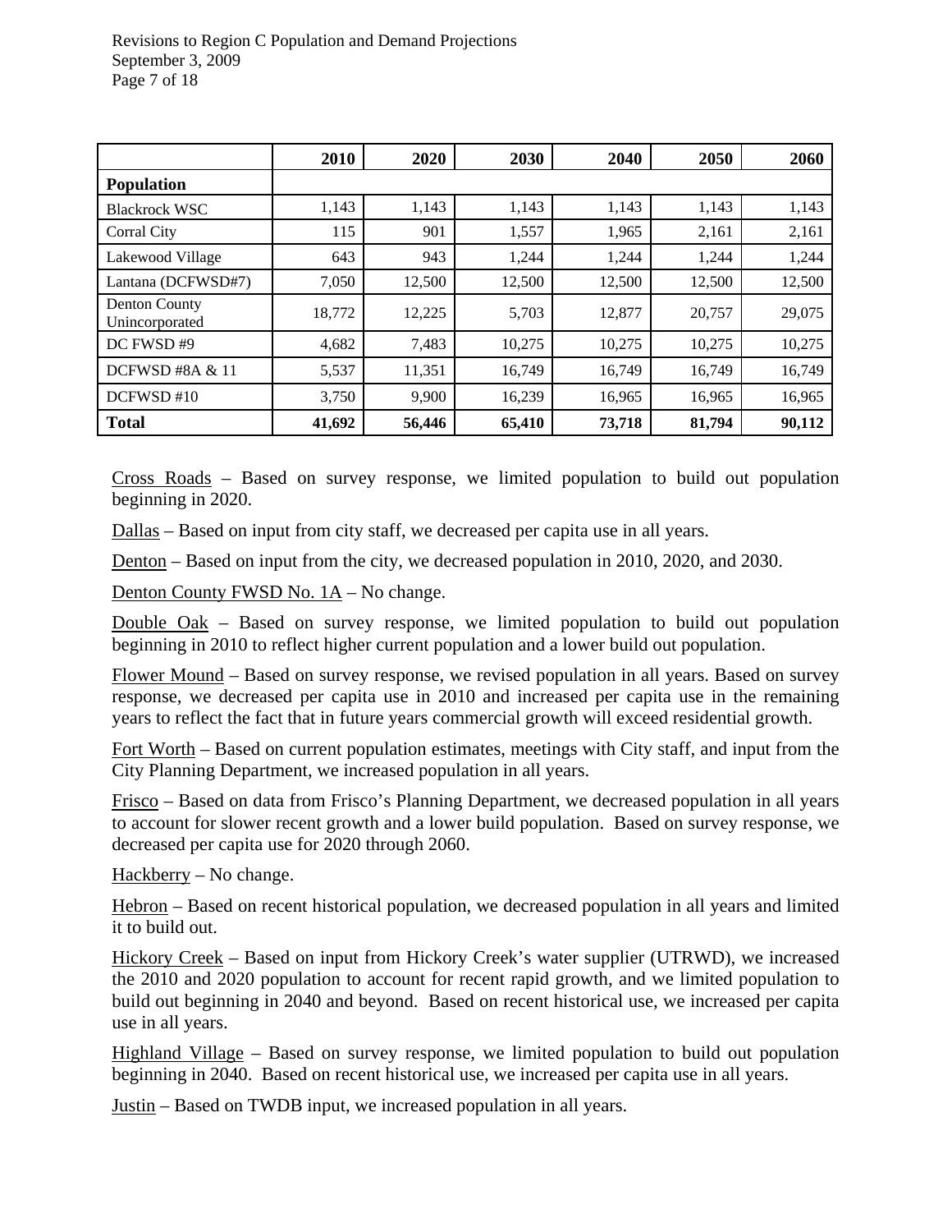| | 2010 | 2020 | 2030 | 2040 | 2050 | 2060 |
|---|---|---|---|---|---|---|
| **Population** | | | | | | |
| Blackrock WSC | 1,143 | 1,143 | 1,143 | 1,143 | 1,143 | 1,143 |
| Corral City | 115 | 901 | 1,557 | 1,965 | 2,161 | 2,161 |
| Lakewood Village | 643 | 943 | 1,244 | 1,244 | 1,244 | 1,244 |
| Lantana (DCFWSD#7) | 7,050 | 12,500 | 12,500 | 12,500 | 12,500 | 12,500 |
| Denton County Unincorporated | 18,772 | 12,225 | 5,703 | 12,877 | 20,757 | 29,075 |
| DC FWSD #9 | 4,682 | 7,483 | 10,275 | 10,275 | 10,275 | 10,275 |
| DCFWSD #8A & 11 | 5,537 | 11,351 | 16,749 | 16,749 | 16,749 | 16,749 |
| DCFWSD #10 | 3,750 | 9,900 | 16,239 | 16,965 | 16,965 | 16,965 |
| **Total** | **41,692** | **56,446** | **65,410** | **73,718** | **81,794** | **90,112** |

Cross Roads – Based on survey response, we limited population to build out population beginning in 2020.

Dallas – Based on input from city staff, we decreased per capita use in all years.

Denton – Based on input from the city, we decreased population in 2010, 2020, and 2030.

Denton County FWSD No. 1A – No change.

Double Oak – Based on survey response, we limited population to build out population beginning in 2010 to reflect higher current population and a lower build out population.

Flower Mound – Based on survey response, we revised population in all years. Based on survey response, we decreased per capita use in 2010 and increased per capita use in the remaining years to reflect the fact that in future years commercial growth will exceed residential growth.

Fort Worth – Based on current population estimates, meetings with City staff, and input from the City Planning Department, we increased population in all years.

Frisco – Based on data from Frisco's Planning Department, we decreased population in all years to account for slower recent growth and a lower build population. Based on survey response, we decreased per capita use for 2020 through 2060.

Hackberry – No change.

Hebron – Based on recent historical population, we decreased population in all years and limited it to build out.

Hickory Creek – Based on input from Hickory Creek's water supplier (UTRWD), we increased the 2010 and 2020 population to account for recent rapid growth, and we limited population to build out beginning in 2040 and beyond. Based on recent historical use, we increased per capita use in all years.

Highland Village – Based on survey response, we limited population to build out population beginning in 2040. Based on recent historical use, we increased per capita use in all years.

Justin – Based on TWDB input, we increased population in all years.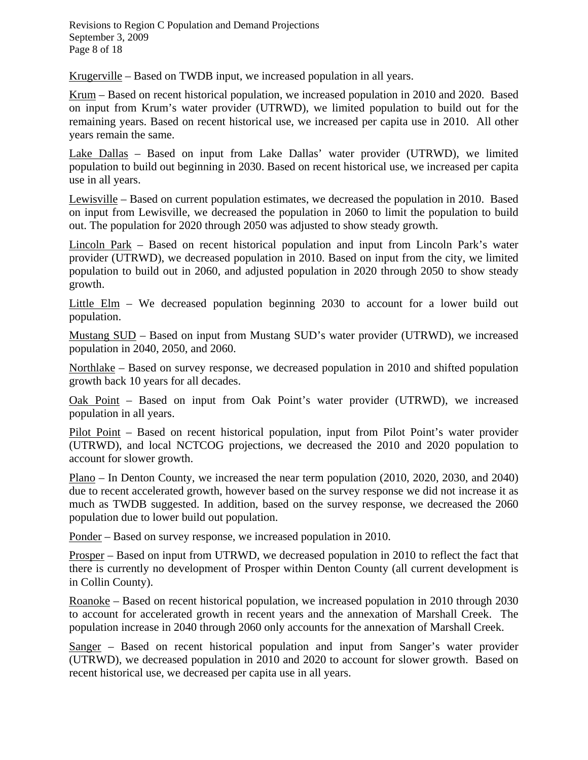Krugerville – Based on TWDB input, we increased population in all years.

Krum – Based on recent historical population, we increased population in 2010 and 2020. Based on input from Krum's water provider (UTRWD), we limited population to build out for the remaining years. Based on recent historical use, we increased per capita use in 2010. All other years remain the same.

Lake Dallas – Based on input from Lake Dallas' water provider (UTRWD), we limited population to build out beginning in 2030. Based on recent historical use, we increased per capita use in all years.

Lewisville – Based on current population estimates, we decreased the population in 2010. Based on input from Lewisville, we decreased the population in 2060 to limit the population to build out. The population for 2020 through 2050 was adjusted to show steady growth.

Lincoln Park – Based on recent historical population and input from Lincoln Park's water provider (UTRWD), we decreased population in 2010. Based on input from the city, we limited population to build out in 2060, and adjusted population in 2020 through 2050 to show steady growth.

Little Elm – We decreased population beginning 2030 to account for a lower build out population.

Mustang SUD – Based on input from Mustang SUD's water provider (UTRWD), we increased population in 2040, 2050, and 2060.

Northlake – Based on survey response, we decreased population in 2010 and shifted population growth back 10 years for all decades.

Oak Point – Based on input from Oak Point's water provider (UTRWD), we increased population in all years.

Pilot Point – Based on recent historical population, input from Pilot Point's water provider (UTRWD), and local NCTCOG projections, we decreased the 2010 and 2020 population to account for slower growth.

Plano – In Denton County, we increased the near term population (2010, 2020, 2030, and 2040) due to recent accelerated growth, however based on the survey response we did not increase it as much as TWDB suggested. In addition, based on the survey response, we decreased the 2060 population due to lower build out population.

Ponder – Based on survey response, we increased population in 2010.

Prosper – Based on input from UTRWD, we decreased population in 2010 to reflect the fact that there is currently no development of Prosper within Denton County (all current development is in Collin County).

Roanoke – Based on recent historical population, we increased population in 2010 through 2030 to account for accelerated growth in recent years and the annexation of Marshall Creek. The population increase in 2040 through 2060 only accounts for the annexation of Marshall Creek.

Sanger – Based on recent historical population and input from Sanger's water provider (UTRWD), we decreased population in 2010 and 2020 to account for slower growth. Based on recent historical use, we decreased per capita use in all years.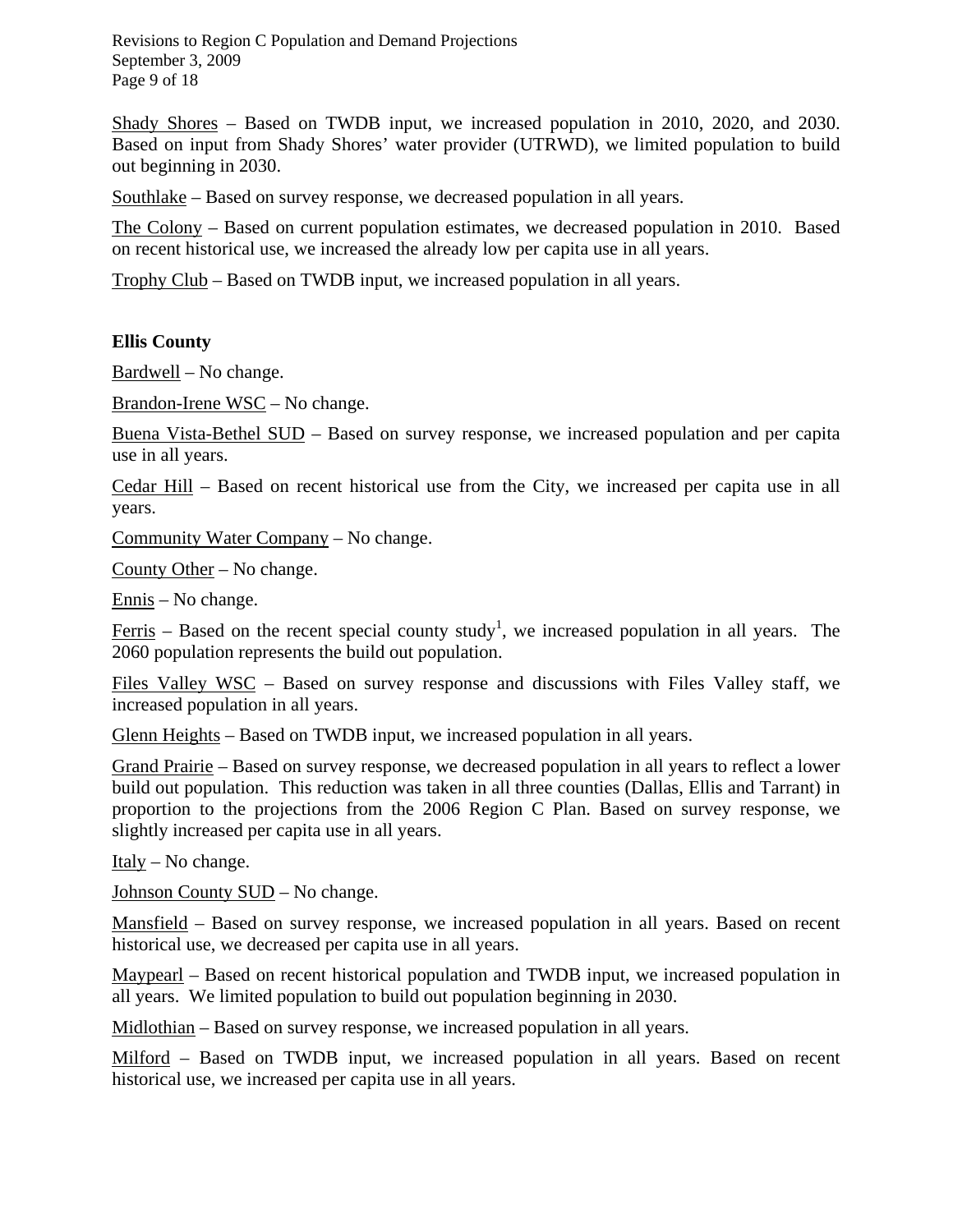Shady Shores – Based on TWDB input, we increased population in 2010, 2020, and 2030. Based on input from Shady Shores' water provider (UTRWD), we limited population to build out beginning in 2030.

Southlake – Based on survey response, we decreased population in all years.

The Colony – Based on current population estimates, we decreased population in 2010. Based on recent historical use, we increased the already low per capita use in all years.

Trophy Club – Based on TWDB input, we increased population in all years.

**Ellis County**

Bardwell – No change.

Brandon-Irene WSC – No change.

Buena Vista-Bethel SUD – Based on survey response, we increased population and per capita use in all years.

Cedar Hill – Based on recent historical use from the City, we increased per capita use in all years.

Community Water Company – No change.

County Other – No change.

Ennis – No change.

Ferris – Based on the recent special county study[1], we increased population in all years. The 2060 population represents the build out population.

Files Valley WSC – Based on survey response and discussions with Files Valley staff, we increased population in all years.

Glenn Heights – Based on TWDB input, we increased population in all years.

Grand Prairie – Based on survey response, we decreased population in all years to reflect a lower build out population. This reduction was taken in all three counties (Dallas, Ellis and Tarrant) in proportion to the projections from the 2006 Region C Plan. Based on survey response, we slightly increased per capita use in all years.

Italy – No change.

Johnson County SUD – No change.

Mansfield – Based on survey response, we increased population in all years. Based on recent historical use, we decreased per capita use in all years.

Maypearl – Based on recent historical population and TWDB input, we increased population in all years. We limited population to build out population beginning in 2030.

Midlothian – Based on survey response, we increased population in all years.

Milford – Based on TWDB input, we increased population in all years. Based on recent historical use, we increased per capita use in all years.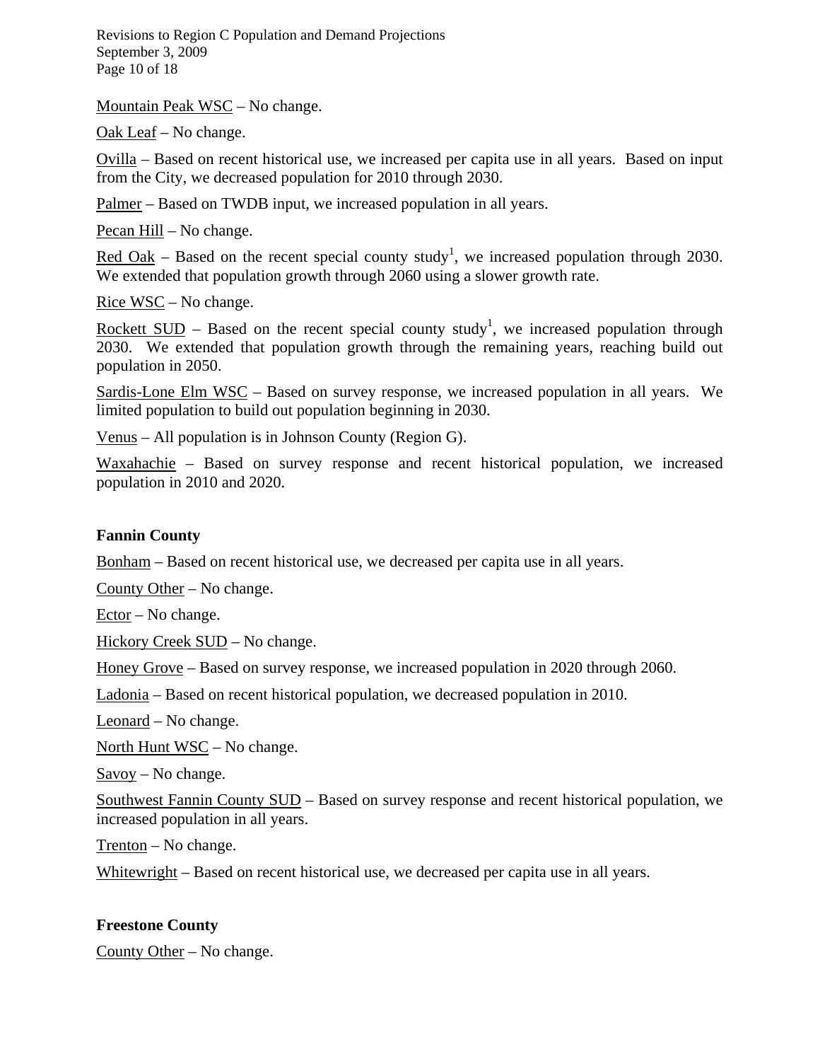Mountain Peak WSC – No change.

Oak Leaf – No change.

Ovilla – Based on recent historical use, we increased per capita use in all years. Based on input from the City, we decreased population for 2010 through 2030.

Palmer – Based on TWDB input, we increased population in all years.

Pecan Hill – No change.

Red Oak – Based on the recent special county study[1], we increased population through 2030. We extended that population growth through 2060 using a slower growth rate.

Rice WSC – No change.

Rockett SUD – Based on the recent special county study[1], we increased population through 2030. We extended that population growth through the remaining years, reaching build out population in 2050.

Sardis-Lone Elm WSC – Based on survey response, we increased population in all years. We limited population to build out population beginning in 2030.

Venus – All population is in Johnson County (Region G).

Waxahachie – Based on survey response and recent historical population, we increased population in 2010 and 2020.

**Fannin County**

Bonham – Based on recent historical use, we decreased per capita use in all years.

County Other – No change.

Ector – No change.

Hickory Creek SUD – No change.

Honey Grove – Based on survey response, we increased population in 2020 through 2060.

Ladonia – Based on recent historical population, we decreased population in 2010.

Leonard – No change.

North Hunt WSC – No change.

Savoy – No change.

Southwest Fannin County SUD – Based on survey response and recent historical population, we increased population in all years.

Trenton – No change.

Whitewright – Based on recent historical use, we decreased per capita use in all years.

**Freestone County**

County Other – No change.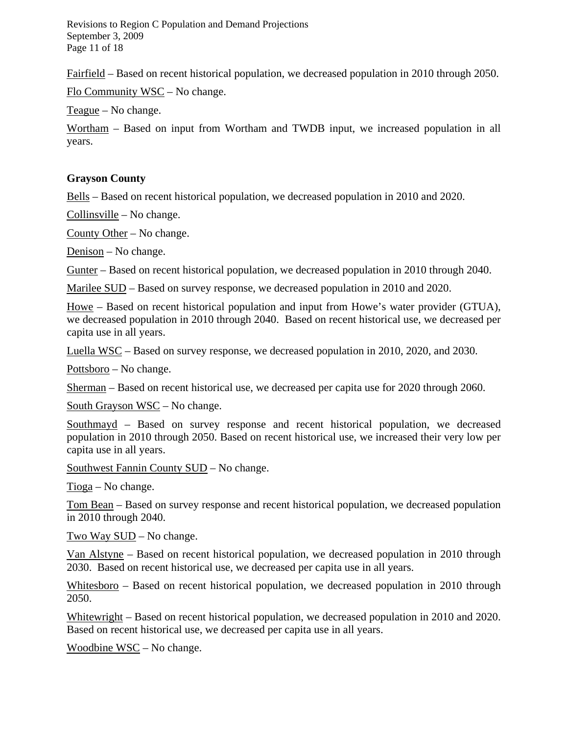Fairfield – Based on recent historical population, we decreased population in 2010 through 2050.

Flo Community WSC – No change.

Teague – No change.

Wortham – Based on input from Wortham and TWDB input, we increased population in all years.

**Grayson County**

Bells – Based on recent historical population, we decreased population in 2010 and 2020.

Collinsville – No change.

County Other – No change.

Denison – No change.

Gunter – Based on recent historical population, we decreased population in 2010 through 2040.

Marilee SUD – Based on survey response, we decreased population in 2010 and 2020.

Howe – Based on recent historical population and input from Howe's water provider (GTUA), we decreased population in 2010 through 2040. Based on recent historical use, we decreased per capita use in all years.

Luella WSC – Based on survey response, we decreased population in 2010, 2020, and 2030.

Pottsboro – No change.

Sherman – Based on recent historical use, we decreased per capita use for 2020 through 2060.

South Grayson WSC – No change.

Southmayd – Based on survey response and recent historical population, we decreased population in 2010 through 2050. Based on recent historical use, we increased their very low per capita use in all years.

Southwest Fannin County SUD – No change.

Tioga – No change.

Tom Bean – Based on survey response and recent historical population, we decreased population in 2010 through 2040.

Two Way SUD – No change.

Van Alstyne – Based on recent historical population, we decreased population in 2010 through 2030. Based on recent historical use, we decreased per capita use in all years.

Whitesboro – Based on recent historical population, we decreased population in 2010 through 2050.

Whitewright – Based on recent historical population, we decreased population in 2010 and 2020. Based on recent historical use, we decreased per capita use in all years.

Woodbine WSC – No change.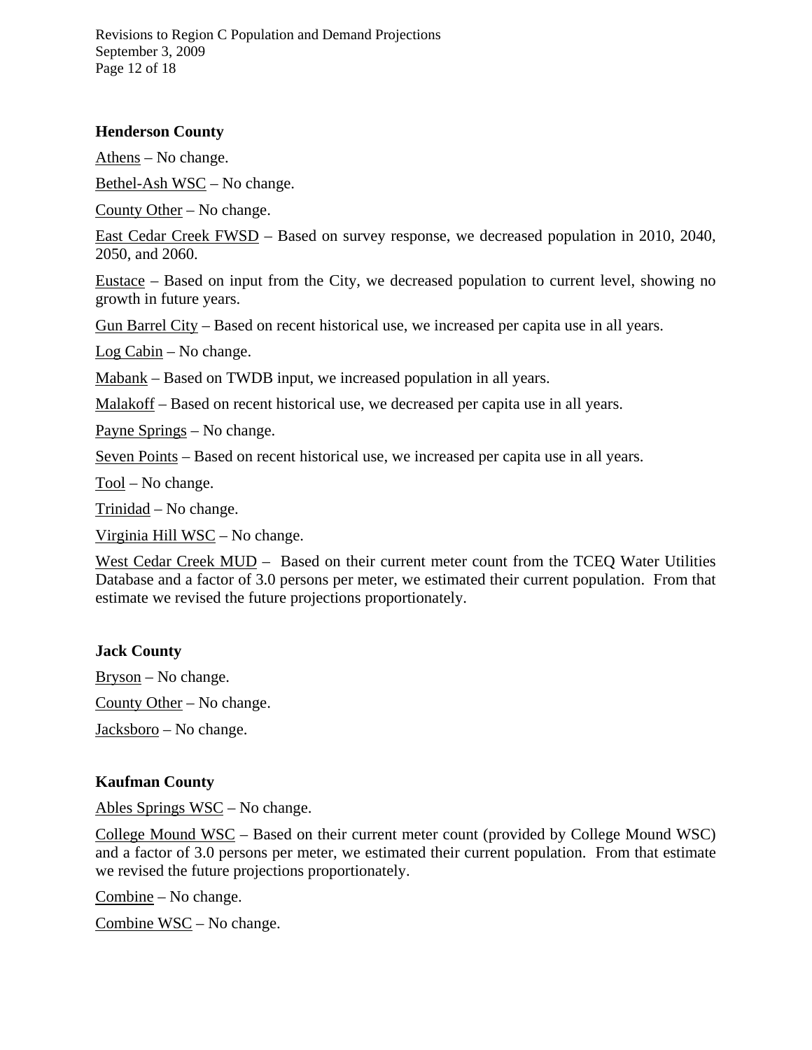**Henderson County**

Athens – No change.

Bethel-Ash WSC – No change.

County Other – No change.

East Cedar Creek FWSD – Based on survey response, we decreased population in 2010, 2040, 2050, and 2060.

Eustace – Based on input from the City, we decreased population to current level, showing no growth in future years.

Gun Barrel City – Based on recent historical use, we increased per capita use in all years.

Log Cabin – No change.

Mabank – Based on TWDB input, we increased population in all years.

Malakoff – Based on recent historical use, we decreased per capita use in all years.

Payne Springs – No change.

Seven Points – Based on recent historical use, we increased per capita use in all years.

Tool – No change.

Trinidad – No change.

Virginia Hill WSC – No change.

West Cedar Creek MUD – Based on their current meter count from the TCEQ Water Utilities Database and a factor of 3.0 persons per meter, we estimated their current population. From that estimate we revised the future projections proportionately.

**Jack County**

Bryson – No change.

County Other – No change.

Jacksboro – No change.

**Kaufman County**

Ables Springs WSC – No change.

College Mound WSC – Based on their current meter count (provided by College Mound WSC) and a factor of 3.0 persons per meter, we estimated their current population. From that estimate we revised the future projections proportionately.

Combine – No change.

Combine WSC – No change.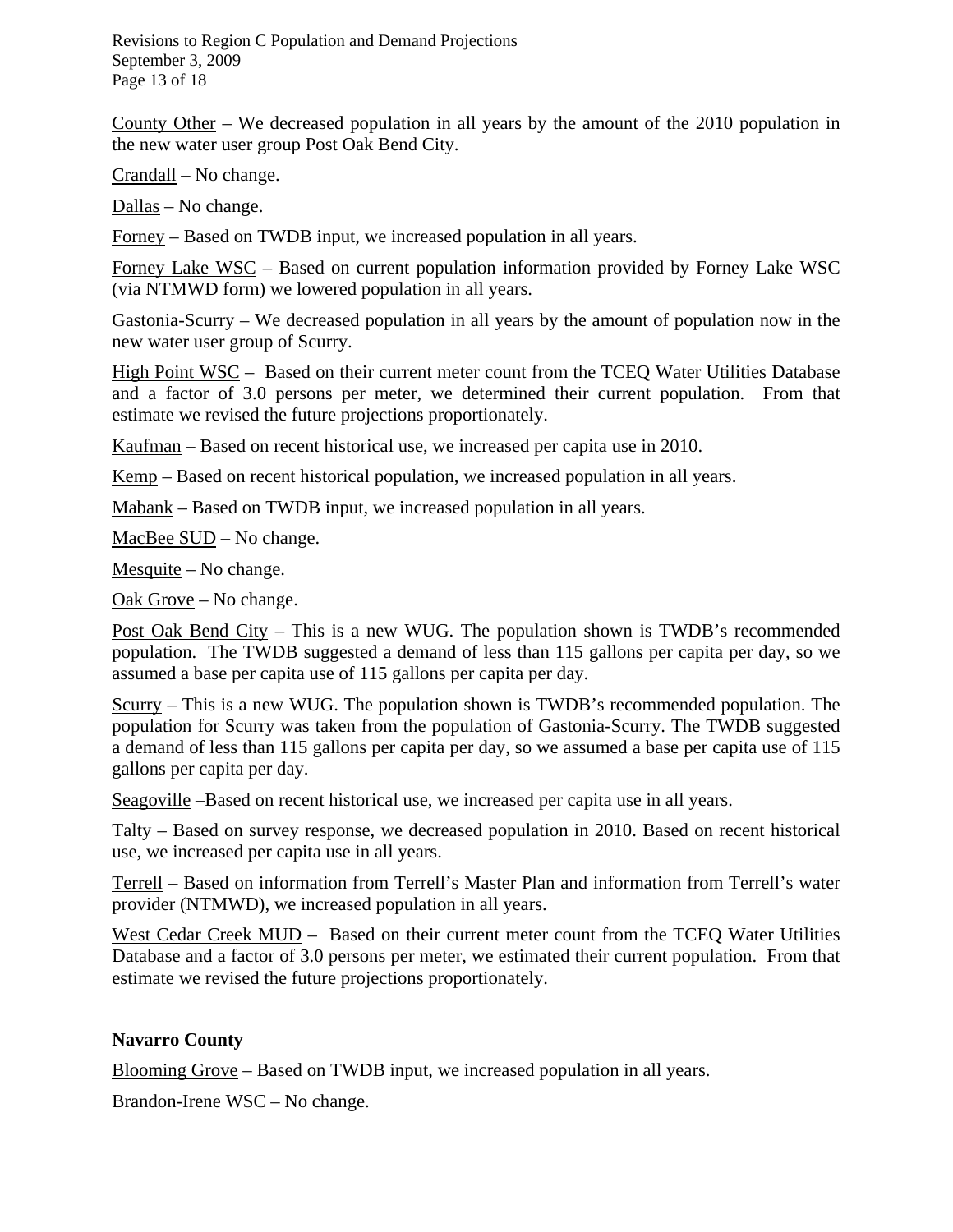County Other – We decreased population in all years by the amount of the 2010 population in the new water user group Post Oak Bend City.

Crandall – No change.

Dallas – No change.

Forney – Based on TWDB input, we increased population in all years.

Forney Lake WSC – Based on current population information provided by Forney Lake WSC (via NTMWD form) we lowered population in all years.

Gastonia-Scurry – We decreased population in all years by the amount of population now in the new water user group of Scurry.

High Point WSC – Based on their current meter count from the TCEQ Water Utilities Database and a factor of 3.0 persons per meter, we determined their current population. From that estimate we revised the future projections proportionately.

Kaufman – Based on recent historical use, we increased per capita use in 2010.

Kemp – Based on recent historical population, we increased population in all years.

Mabank – Based on TWDB input, we increased population in all years.

MacBee SUD – No change.

Mesquite – No change.

Oak Grove – No change.

Post Oak Bend City – This is a new WUG. The population shown is TWDB's recommended population. The TWDB suggested a demand of less than 115 gallons per capita per day, so we assumed a base per capita use of 115 gallons per capita per day.

Scurry – This is a new WUG. The population shown is TWDB's recommended population. The population for Scurry was taken from the population of Gastonia-Scurry. The TWDB suggested a demand of less than 115 gallons per capita per day, so we assumed a base per capita use of 115 gallons per capita per day.

Seagoville –Based on recent historical use, we increased per capita use in all years.

Talty – Based on survey response, we decreased population in 2010. Based on recent historical use, we increased per capita use in all years.

Terrell – Based on information from Terrell's Master Plan and information from Terrell's water provider (NTMWD), we increased population in all years.

West Cedar Creek MUD – Based on their current meter count from the TCEQ Water Utilities Database and a factor of 3.0 persons per meter, we estimated their current population. From that estimate we revised the future projections proportionately.

**Navarro County**

Blooming Grove – Based on TWDB input, we increased population in all years.

Brandon-Irene WSC – No change.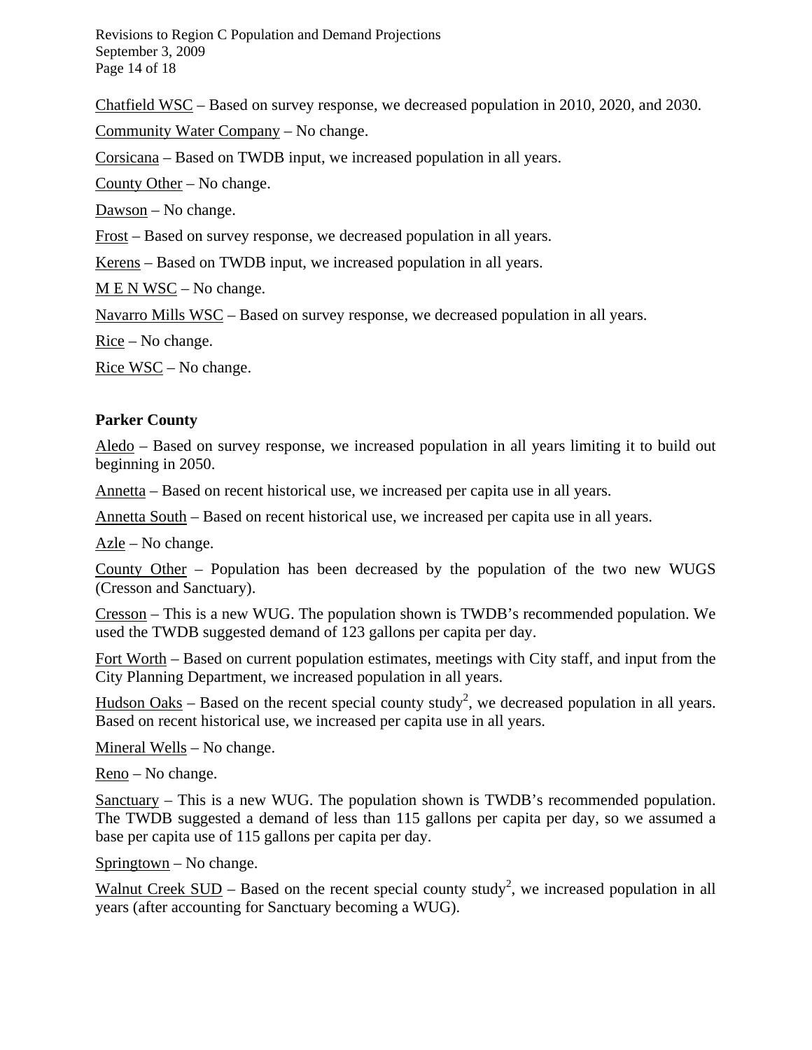Chatfield WSC – Based on survey response, we decreased population in 2010, 2020, and 2030.

Community Water Company – No change.

Corsicana – Based on TWDB input, we increased population in all years.

County Other – No change.

Dawson – No change.

Frost – Based on survey response, we decreased population in all years.

Kerens – Based on TWDB input, we increased population in all years.

M E N WSC – No change.

Navarro Mills WSC – Based on survey response, we decreased population in all years.

Rice – No change.

Rice WSC – No change.

**Parker County**

Aledo – Based on survey response, we increased population in all years limiting it to build out beginning in 2050.

Annetta – Based on recent historical use, we increased per capita use in all years.

Annetta South – Based on recent historical use, we increased per capita use in all years.

Azle – No change.

County Other – Population has been decreased by the population of the two new WUGS (Cresson and Sanctuary).

Cresson – This is a new WUG. The population shown is TWDB's recommended population. We used the TWDB suggested demand of 123 gallons per capita per day.

Fort Worth – Based on current population estimates, meetings with City staff, and input from the City Planning Department, we increased population in all years.

Hudson Oaks – Based on the recent special county study[2], we decreased population in all years. Based on recent historical use, we increased per capita use in all years.

Mineral Wells – No change.

Reno – No change.

Sanctuary – This is a new WUG. The population shown is TWDB's recommended population. The TWDB suggested a demand of less than 115 gallons per capita per day, so we assumed a base per capita use of 115 gallons per capita per day.

Springtown – No change.

Walnut Creek SUD – Based on the recent special county study[2], we increased population in all years (after accounting for Sanctuary becoming a WUG).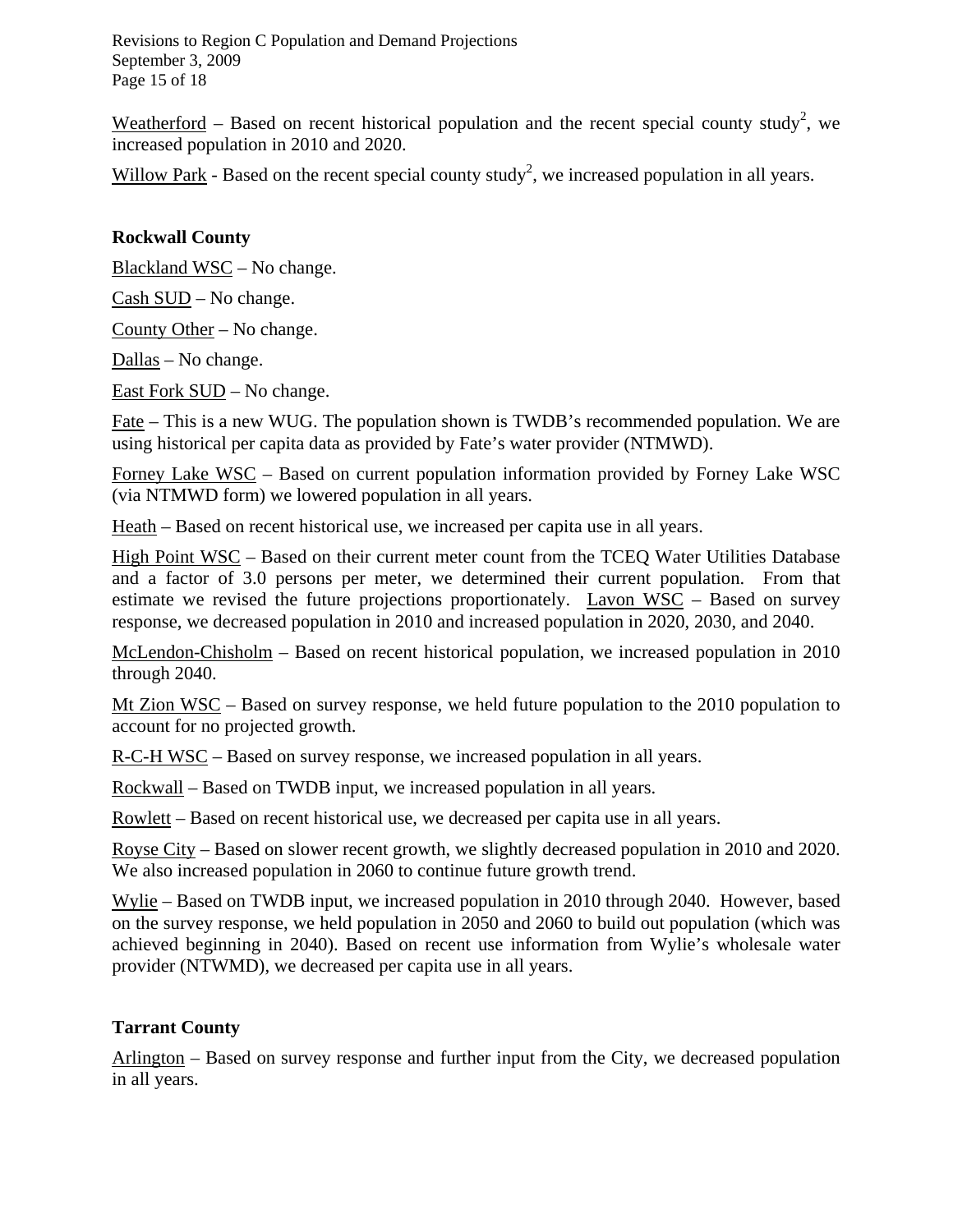Weatherford – Based on recent historical population and the recent special county study[2], we increased population in 2010 and 2020.

Willow Park - Based on the recent special county study[2], we increased population in all years.

**Rockwall County**

Blackland WSC – No change.

Cash SUD – No change.

County Other – No change.

Dallas – No change.

East Fork SUD – No change.

Fate – This is a new WUG. The population shown is TWDB's recommended population. We are using historical per capita data as provided by Fate's water provider (NTMWD).

Forney Lake WSC – Based on current population information provided by Forney Lake WSC (via NTMWD form) we lowered population in all years.

Heath – Based on recent historical use, we increased per capita use in all years.

High Point WSC – Based on their current meter count from the TCEQ Water Utilities Database and a factor of 3.0 persons per meter, we determined their current population. From that estimate we revised the future projections proportionately. Lavon WSC – Based on survey response, we decreased population in 2010 and increased population in 2020, 2030, and 2040.

McLendon-Chisholm – Based on recent historical population, we increased population in 2010 through 2040.

Mt Zion WSC – Based on survey response, we held future population to the 2010 population to account for no projected growth.

R-C-H WSC – Based on survey response, we increased population in all years.

Rockwall – Based on TWDB input, we increased population in all years.

Rowlett – Based on recent historical use, we decreased per capita use in all years.

Royse City – Based on slower recent growth, we slightly decreased population in 2010 and 2020. We also increased population in 2060 to continue future growth trend.

Wylie – Based on TWDB input, we increased population in 2010 through 2040. However, based on the survey response, we held population in 2050 and 2060 to build out population (which was achieved beginning in 2040). Based on recent use information from Wylie's wholesale water provider (NTWMD), we decreased per capita use in all years.

**Tarrant County**

Arlington – Based on survey response and further input from the City, we decreased population in all years.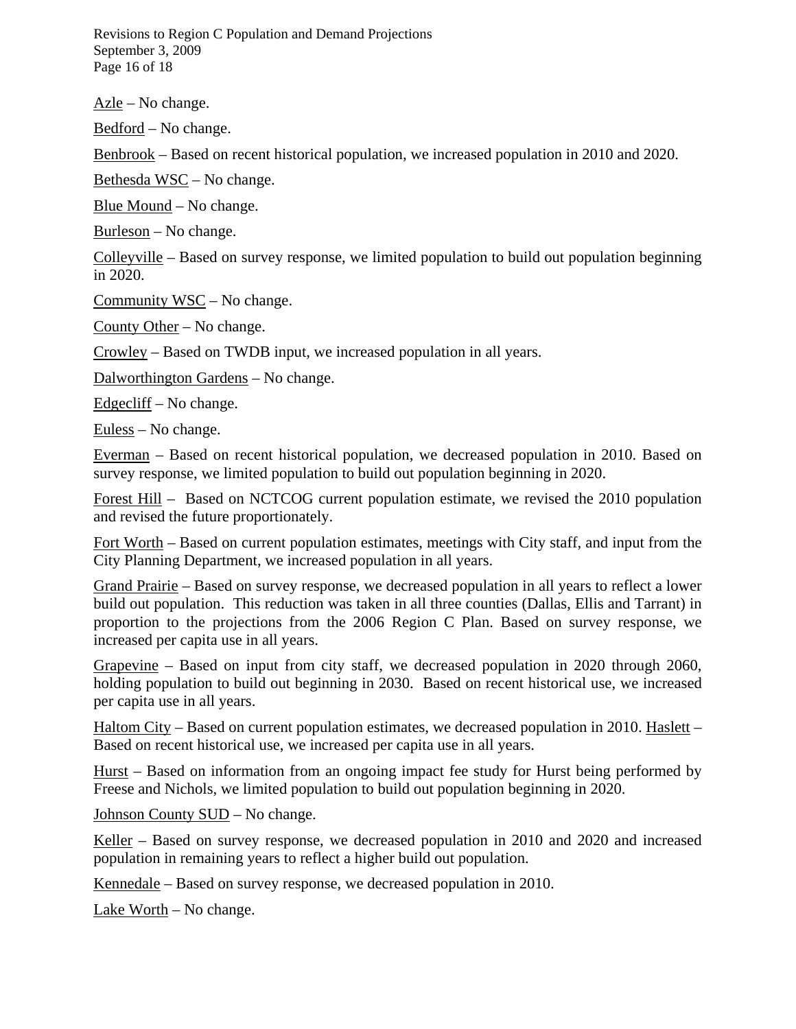<u>Azle</u> – No change.

<u>Bedford</u> – No change.

<u>Benbrook</u> – Based on recent historical population, we increased population in 2010 and 2020.

<u>Bethesda WSC</u> – No change.

<u>Blue Mound</u> – No change.

<u>Burleson</u> – No change.

<u>Colleyville</u> – Based on survey response, we limited population to build out population beginning in 2020.

<u>Community WSC</u> – No change.

<u>County Other</u> – No change.

<u>Crowley</u> – Based on TWDB input, we increased population in all years.

<u>Dalworthington Gardens</u> – No change.

<u>Edgecliff</u> – No change.

<u>Euless</u> – No change.

<u>Everman</u> – Based on recent historical population, we decreased population in 2010. Based on survey response, we limited population to build out population beginning in 2020.

<u>Forest Hill</u> – Based on NCTCOG current population estimate, we revised the 2010 population and revised the future proportionately.

<u>Fort Worth</u> – Based on current population estimates, meetings with City staff, and input from the City Planning Department, we increased population in all years.

<u>Grand Prairie</u> – Based on survey response, we decreased population in all years to reflect a lower build out population. This reduction was taken in all three counties (Dallas, Ellis and Tarrant) in proportion to the projections from the 2006 Region C Plan. Based on survey response, we increased per capita use in all years.

<u>Grapevine</u> – Based on input from city staff, we decreased population in 2020 through 2060, holding population to build out beginning in 2030. Based on recent historical use, we increased per capita use in all years.

<u>Haltom City</u> – Based on current population estimates, we decreased population in 2010. <u>Haslett</u> – Based on recent historical use, we increased per capita use in all years.

<u>Hurst</u> – Based on information from an ongoing impact fee study for Hurst being performed by Freese and Nichols, we limited population to build out population beginning in 2020.

<u>Johnson County SUD</u> – No change.

<u>Keller</u> – Based on survey response, we decreased population in 2010 and 2020 and increased population in remaining years to reflect a higher build out population.

<u>Kennedale</u> – Based on survey response, we decreased population in 2010.

<u>Lake Worth</u> – No change.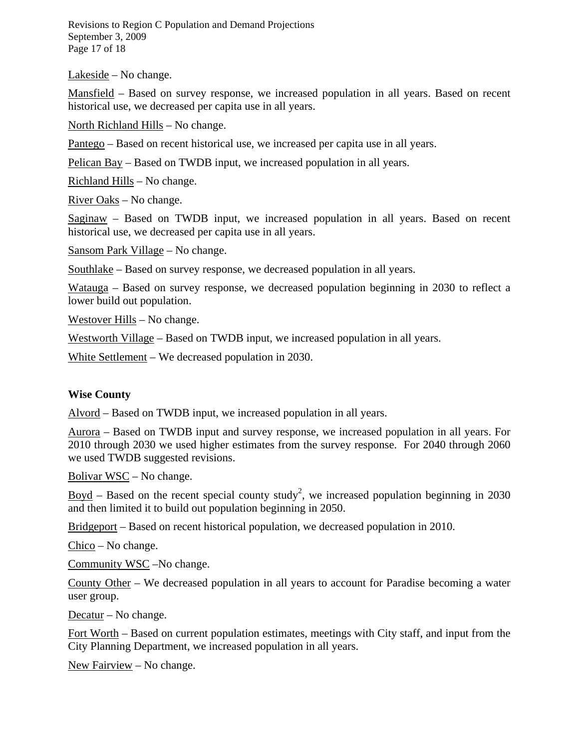Lakeside – No change.

Mansfield – Based on survey response, we increased population in all years. Based on recent historical use, we decreased per capita use in all years.

North Richland Hills – No change.

Pantego – Based on recent historical use, we increased per capita use in all years.

Pelican Bay – Based on TWDB input, we increased population in all years.

Richland Hills – No change.

River Oaks – No change.

Saginaw – Based on TWDB input, we increased population in all years. Based on recent historical use, we decreased per capita use in all years.

Sansom Park Village – No change.

Southlake – Based on survey response, we decreased population in all years.

Watauga – Based on survey response, we decreased population beginning in 2030 to reflect a lower build out population.

Westover Hills – No change.

Westworth Village – Based on TWDB input, we increased population in all years.

White Settlement – We decreased population in 2030.

**Wise County**

Alvord – Based on TWDB input, we increased population in all years.

Aurora – Based on TWDB input and survey response, we increased population in all years. For 2010 through 2030 we used higher estimates from the survey response. For 2040 through 2060 we used TWDB suggested revisions.

Bolivar WSC – No change.

Boyd – Based on the recent special county study[2], we increased population beginning in 2030 and then limited it to build out population beginning in 2050.

Bridgeport – Based on recent historical population, we decreased population in 2010.

Chico – No change.

Community WSC –No change.

County Other – We decreased population in all years to account for Paradise becoming a water user group.

Decatur – No change.

Fort Worth – Based on current population estimates, meetings with City staff, and input from the City Planning Department, we increased population in all years.

New Fairview – No change.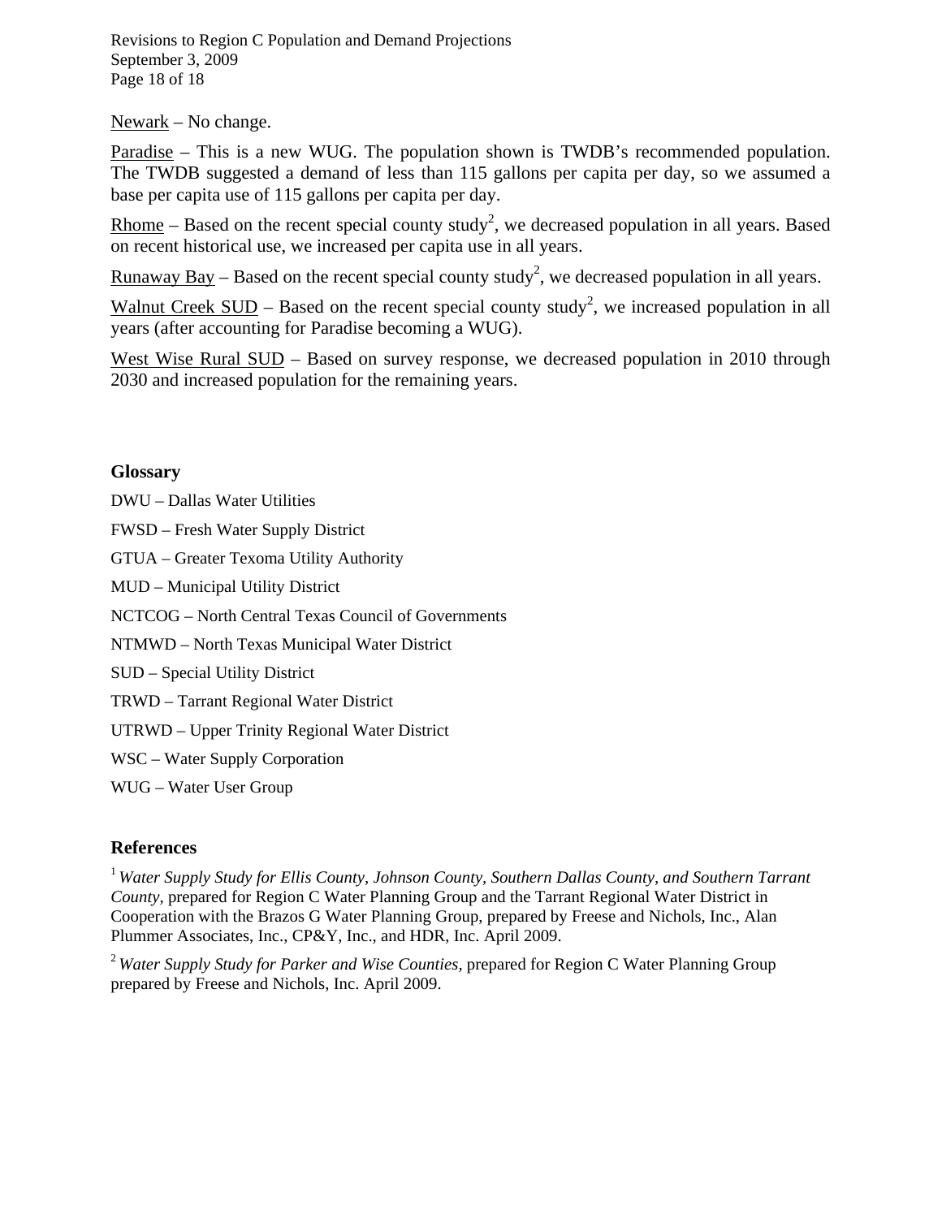Newark – No change.

Paradise – This is a new WUG. The population shown is TWDB's recommended population. The TWDB suggested a demand of less than 115 gallons per capita per day, so we assumed a base per capita use of 115 gallons per capita per day.

Rhome – Based on the recent special county study[2], we decreased population in all years. Based on recent historical use, we increased per capita use in all years.

Runaway Bay – Based on the recent special county study[2], we decreased population in all years.

Walnut Creek SUD – Based on the recent special county study[2], we increased population in all years (after accounting for Paradise becoming a WUG).

West Wise Rural SUD – Based on survey response, we decreased population in 2010 through 2030 and increased population for the remaining years.

### Glossary

DWU – Dallas Water Utilities

FWSD – Fresh Water Supply District

GTUA – Greater Texoma Utility Authority

MUD – Municipal Utility District

NCTCOG – North Central Texas Council of Governments

NTMWD – North Texas Municipal Water District

SUD – Special Utility District

TRWD – Tarrant Regional Water District

UTRWD – Upper Trinity Regional Water District

WSC – Water Supply Corporation

WUG – Water User Group

### References

[1] *Water Supply Study for Ellis County, Johnson County, Southern Dallas County, and Southern Tarrant County,* prepared for Region C Water Planning Group and the Tarrant Regional Water District in Cooperation with the Brazos G Water Planning Group, prepared by Freese and Nichols, Inc., Alan Plummer Associates, Inc., CP&Y, Inc., and HDR, Inc. April 2009.

[2] *Water Supply Study for Parker and Wise Counties,* prepared for Region C Water Planning Group prepared by Freese and Nichols, Inc. April 2009.